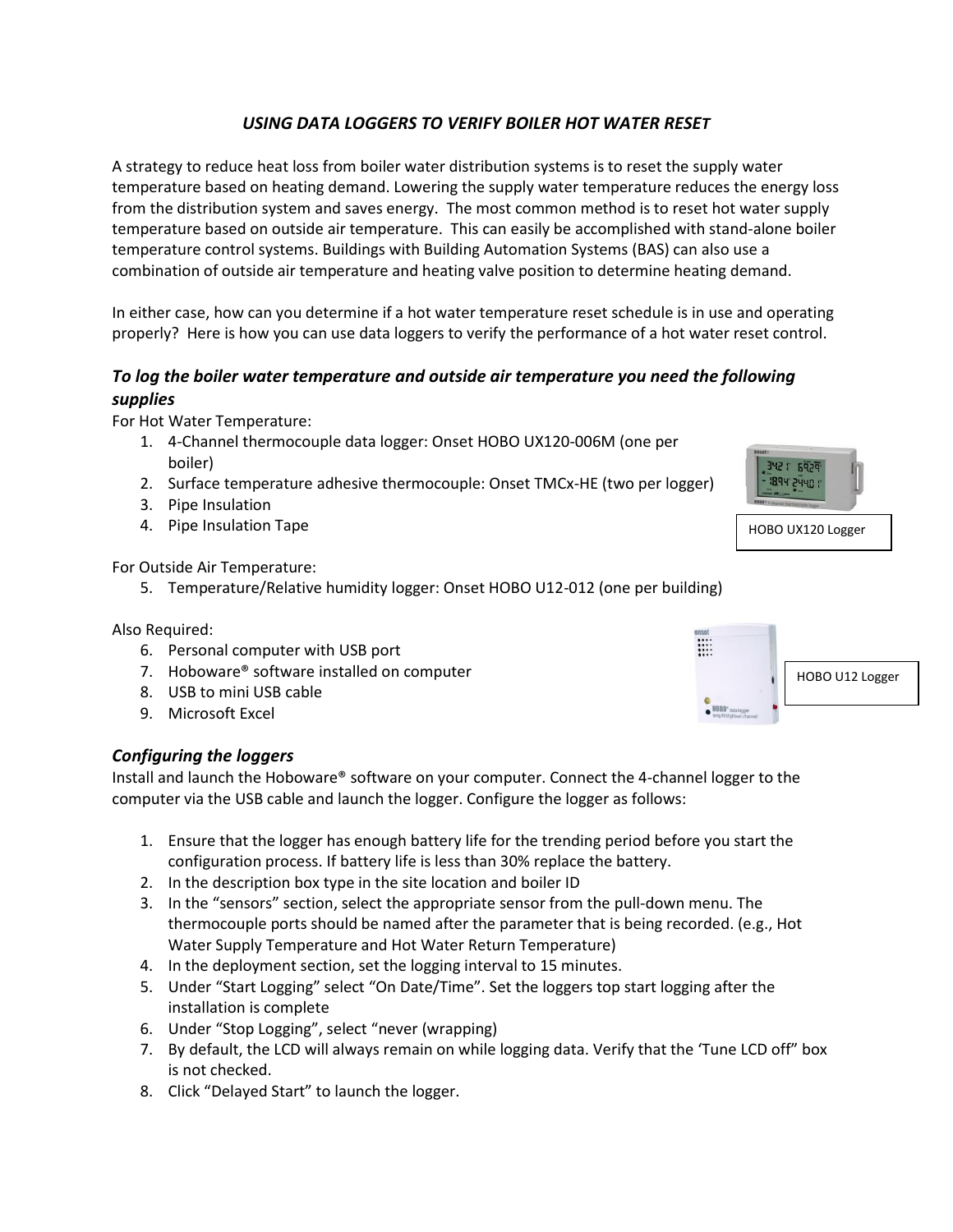# *USING DATA LOGGERS TO VERIFY BOILER HOT WATER RESET*

A strategy to reduce heat loss from boiler water distribution systems is to reset the supply water temperature based on heating demand. Lowering the supply water temperature reduces the energy loss from the distribution system and saves energy. The most common method is to reset hot water supply temperature based on outside air temperature. This can easily be accomplished with stand-alone boiler temperature control systems. Buildings with Building Automation Systems (BAS) can also use a combination of outside air temperature and heating valve position to determine heating demand.

In either case, how can you determine if a hot water temperature reset schedule is in use and operating properly? Here is how you can use data loggers to verify the performance of a hot water reset control.

## *To log the boiler water temperature and outside air temperature you need the following supplies*

For Hot Water Temperature:

1. 4-Channel thermocouple data logger: Onset HOBO UX120-006M (one per boiler)
2. Surface temperature adhesive thermocouple: Onset TMCx-HE (two per logger)
3. Pipe Insulation
4. Pipe Insulation Tape

HOBO UX120 Logger

For Outside Air Temperature:

5. Temperature/Relative humidity logger: Onset HOBO U12-012 (one per building)

Also Required:

6. Personal computer with USB port
7. Hoboware® software installed on computer
8. USB to mini USB cable
9. Microsoft Excel

HOBO U12 Logger

## *Configuring the loggers*

Install and launch the Hoboware® software on your computer. Connect the 4-channel logger to the computer via the USB cable and launch the logger. Configure the logger as follows:

1. Ensure that the logger has enough battery life for the trending period before you start the configuration process. If battery life is less than 30% replace the battery.
2. In the description box type in the site location and boiler ID
3. In the “sensors” section, select the appropriate sensor from the pull-down menu. The thermocouple ports should be named after the parameter that is being recorded. (e.g., Hot Water Supply Temperature and Hot Water Return Temperature)
4. In the deployment section, set the logging interval to 15 minutes.
5. Under “Start Logging” select “On Date/Time”. Set the loggers top start logging after the installation is complete
6. Under “Stop Logging”, select “never (wrapping)
7. By default, the LCD will always remain on while logging data. Verify that the ‘Tune LCD off” box is not checked.
8. Click “Delayed Start” to launch the logger.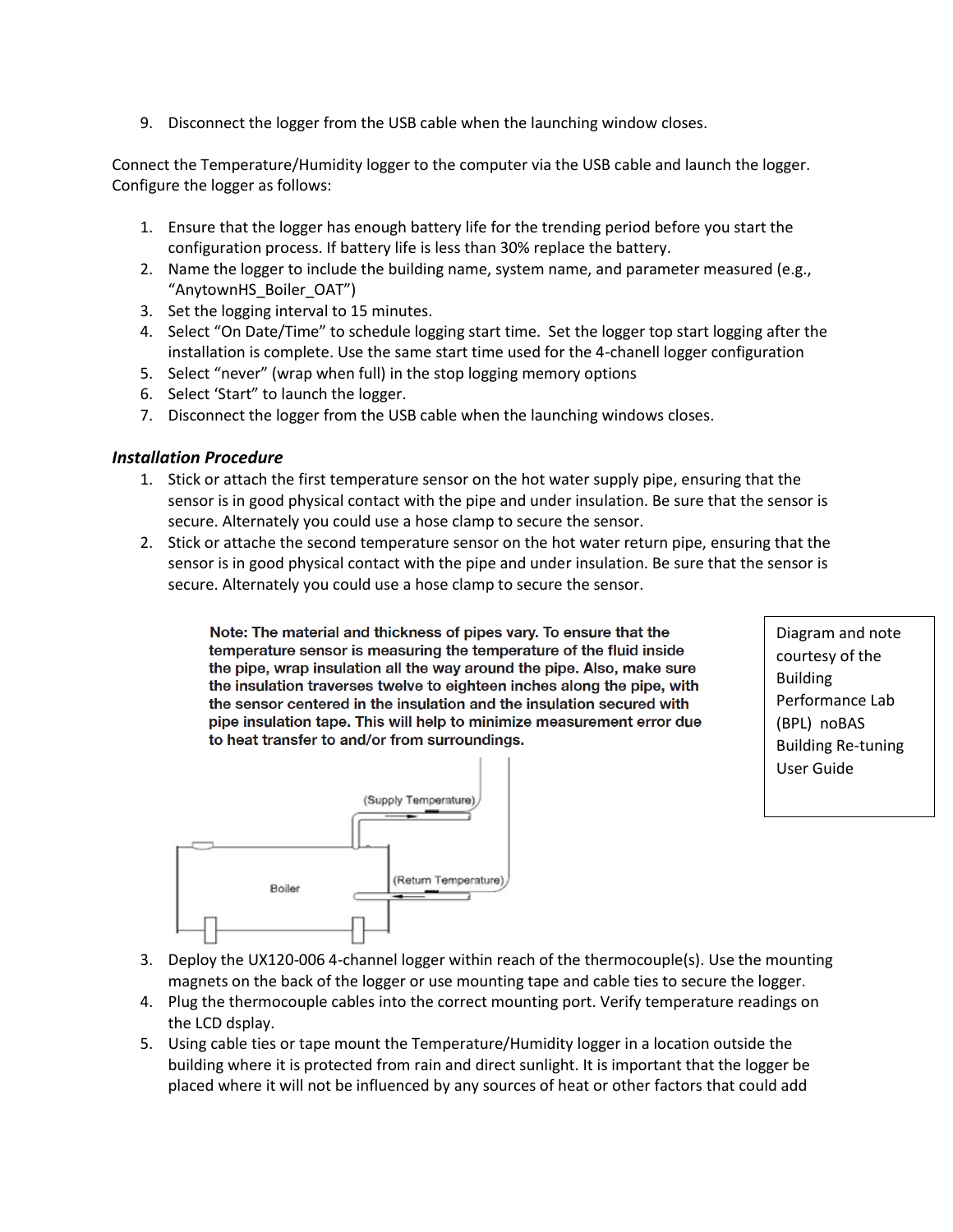9. Disconnect the logger from the USB cable when the launching window closes.

Connect the Temperature/Humidity logger to the computer via the USB cable and launch the logger. Configure the logger as follows:

1. Ensure that the logger has enough battery life for the trending period before you start the configuration process. If battery life is less than 30% replace the battery.
2. Name the logger to include the building name, system name, and parameter measured (e.g., "AnytownHS_Boiler_OAT")
3. Set the logging interval to 15 minutes.
4. Select "On Date/Time" to schedule logging start time. Set the logger top start logging after the installation is complete. Use the same start time used for the 4-chanell logger configuration
5. Select "never" (wrap when full) in the stop logging memory options
6. Select 'Start" to launch the logger.
7. Disconnect the logger from the USB cable when the launching windows closes.

### *Installation Procedure*

1. Stick or attach the first temperature sensor on the hot water supply pipe, ensuring that the sensor is in good physical contact with the pipe and under insulation. Be sure that the sensor is secure. Alternately you could use a hose clamp to secure the sensor.
2. Stick or attache the second temperature sensor on the hot water return pipe, ensuring that the sensor is in good physical contact with the pipe and under insulation. Be sure that the sensor is secure. Alternately you could use a hose clamp to secure the sensor.

**Note: The material and thickness of pipes vary. To ensure that the temperature sensor is measuring the temperature of the fluid inside the pipe, wrap insulation all the way around the pipe. Also, make sure the insulation traverses twelve to eighteen inches along the pipe, with the sensor centered in the insulation and the insulation secured with pipe insulation tape. This will help to minimize measurement error due to heat transfer to and/or from surroundings.**

(Supply Temperature)

Boiler

(Return Temperature)

Diagram and note courtesy of the Building Performance Lab (BPL) noBAS Building Re-tuning User Guide

3. Deploy the UX120-006 4-channel logger within reach of the thermocouple(s). Use the mounting magnets on the back of the logger or use mounting tape and cable ties to secure the logger.
4. Plug the thermocouple cables into the correct mounting port. Verify temperature readings on the LCD dsplay.
5. Using cable ties or tape mount the Temperature/Humidity logger in a location outside the building where it is protected from rain and direct sunlight. It is important that the logger be placed where it will not be influenced by any sources of heat or other factors that could add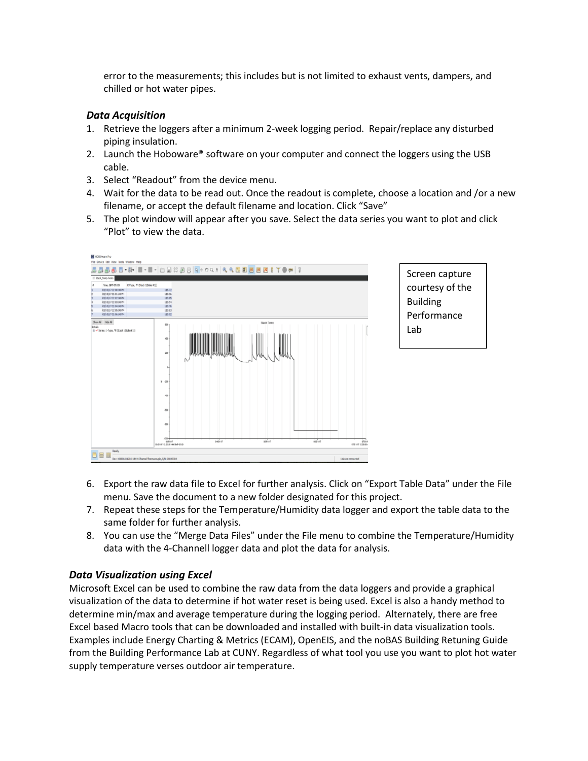error to the measurements; this includes but is not limited to exhaust vents, dampers, and chilled or hot water pipes.

### *Data Acquisition*

1. Retrieve the loggers after a minimum 2-week logging period. Repair/replace any disturbed piping insulation.
2. Launch the Hoboware® software on your computer and connect the loggers using the USB cable.
3. Select "Readout" from the device menu.
4. Wait for the data to be read out. Once the readout is complete, choose a location and /or a new filename, or accept the default filename and location. Click "Save"
5. The plot window will appear after you save. Select the data series you want to plot and click "Plot" to view the data.

Screen capture courtesy of the Building Performance Lab

6. Export the raw data file to Excel for further analysis. Click on "Export Table Data" under the File menu. Save the document to a new folder designated for this project.
7. Repeat these steps for the Temperature/Humidity data logger and export the table data to the same folder for further analysis.
8. You can use the "Merge Data Files" under the File menu to combine the Temperature/Humidity data with the 4-Channell logger data and plot the data for analysis.

### *Data Visualization using Excel*

Microsoft Excel can be used to combine the raw data from the data loggers and provide a graphical visualization of the data to determine if hot water reset is being used. Excel is also a handy method to determine min/max and average temperature during the logging period. Alternately, there are free Excel based Macro tools that can be downloaded and installed with built-in data visualization tools. Examples include Energy Charting & Metrics (ECAM), OpenEIS, and the noBAS Building Retuning Guide from the Building Performance Lab at CUNY. Regardless of what tool you use you want to plot hot water supply temperature verses outdoor air temperature.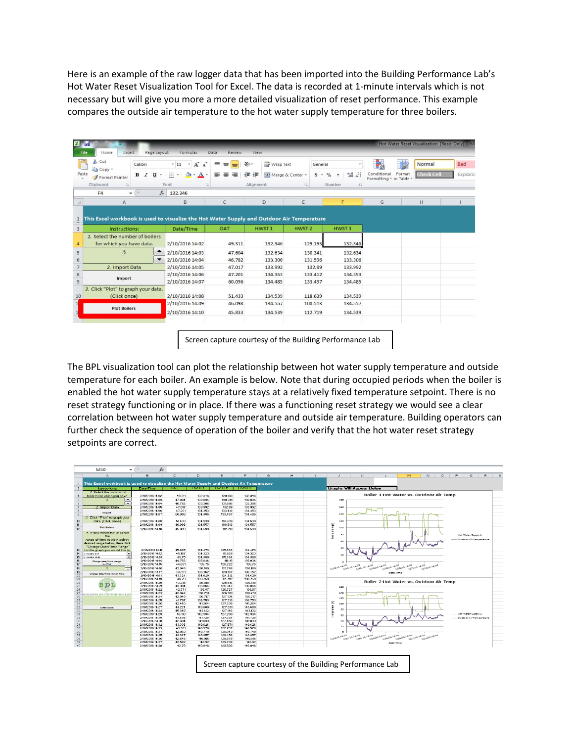Here is an example of the raw logger data that has been imported into the Building Performance Lab's Hot Water Reset Visualization Tool for Excel. The data is recorded at 1-minute intervals which is not necessary but will give you more a more detailed visualization of reset performance. This example compares the outside air temperature to the hot water supply temperature for three boilers.

Screen capture courtesy of the Building Performance Lab

The BPL visualization tool can plot the relationship between hot water supply temperature and outside temperature for each boiler. An example is below. Note that during occupied periods when the boiler is enabled the hot water supply temperature stays at a relatively fixed temperature setpoint. There is no reset strategy functioning or in place. If there was a functioning reset strategy we would see a clear correlation between hot water supply temperature and outside air temperature. Building operators can further check the sequence of operation of the boiler and verify that the hot water reset strategy setpoints are correct.

Screen capture courtesy of the Building Performance Lab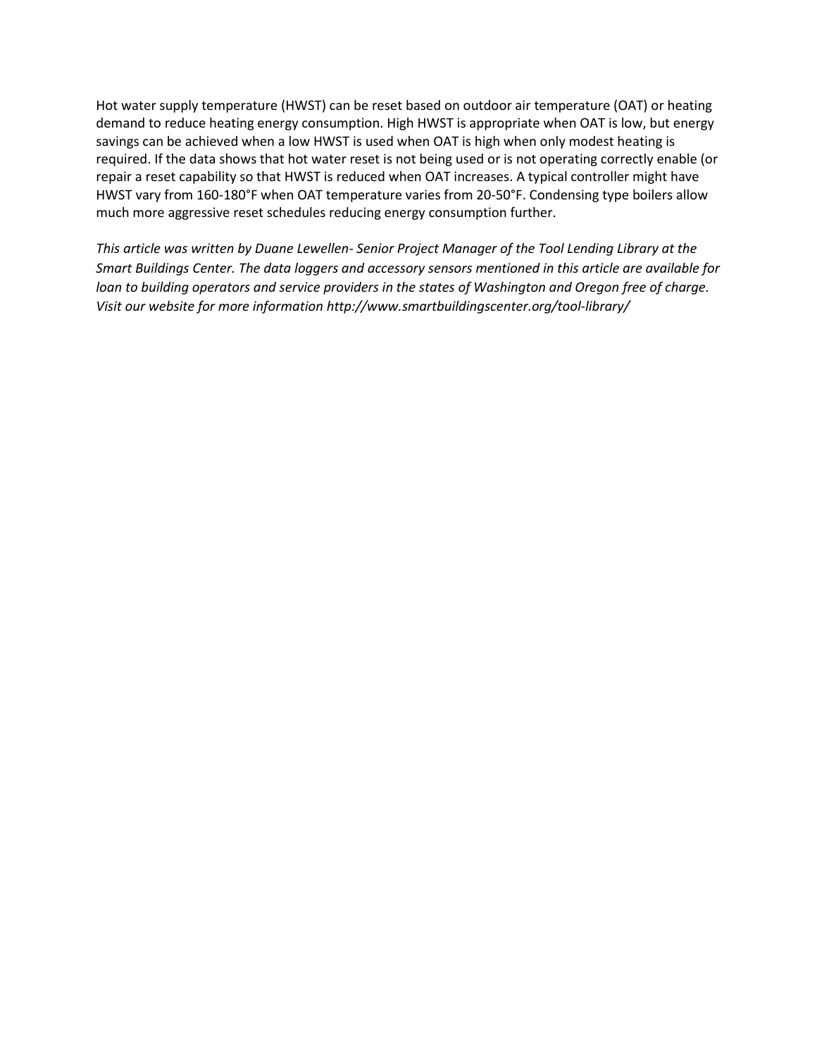Hot water supply temperature (HWST) can be reset based on outdoor air temperature (OAT) or heating demand to reduce heating energy consumption. High HWST is appropriate when OAT is low, but energy savings can be achieved when a low HWST is used when OAT is high when only modest heating is required. If the data shows that hot water reset is not being used or is not operating correctly enable (or repair a reset capability so that HWST is reduced when OAT increases. A typical controller might have HWST vary from 160-180°F when OAT temperature varies from 20-50°F. Condensing type boilers allow much more aggressive reset schedules reducing energy consumption further.

*This article was written by Duane Lewellen- Senior Project Manager of the Tool Lending Library at the Smart Buildings Center. The data loggers and accessory sensors mentioned in this article are available for loan to building operators and service providers in the states of Washington and Oregon free of charge. Visit our website for more information http://www.smartbuildingscenter.org/tool-library/*